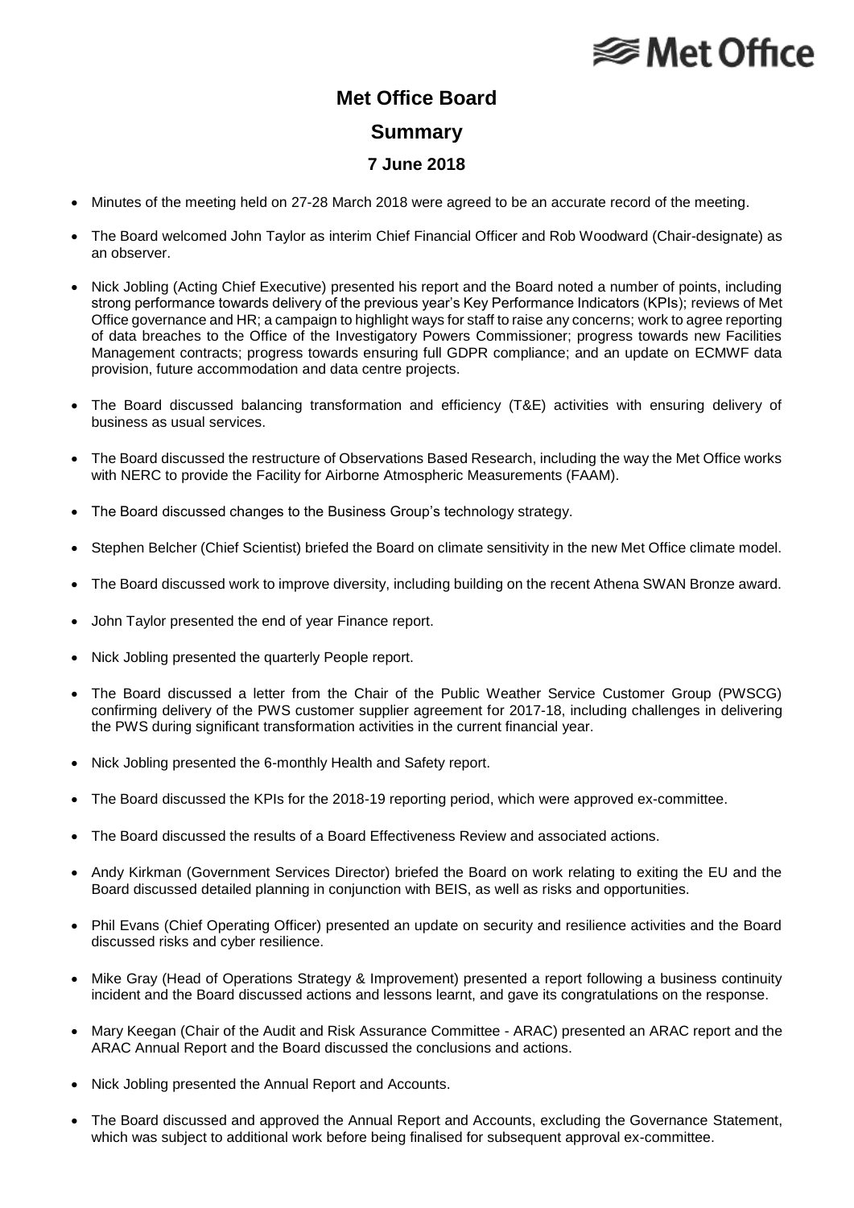# Met Office Board

## Summary

### 7 June 2018

- Minutes of the meeting held on 27-28 March 2018 were agreed to be an accurate record of the meeting.
- The Board welcomed John Taylor as interim Chief Financial Officer and Rob Woodward (Chair-designate) as an observer.
- Nick Jobling (Acting Chief Executive) presented his report and the Board noted a number of points, including strong performance towards delivery of the previous year's Key Performance Indicators (KPIs); reviews of Met Office governance and HR; a campaign to highlight ways for staff to raise any concerns; work to agree reporting of data breaches to the Office of the Investigatory Powers Commissioner; progress towards new Facilities Management contracts; progress towards ensuring full GDPR compliance; and an update on ECMWF data provision, future accommodation and data centre projects.
- The Board discussed balancing transformation and efficiency (T&E) activities with ensuring delivery of business as usual services.
- The Board discussed the restructure of Observations Based Research, including the way the Met Office works with NERC to provide the Facility for Airborne Atmospheric Measurements (FAAM).
- The Board discussed changes to the Business Group's technology strategy.
- Stephen Belcher (Chief Scientist) briefed the Board on climate sensitivity in the new Met Office climate model.
- The Board discussed work to improve diversity, including building on the recent Athena SWAN Bronze award.
- John Taylor presented the end of year Finance report.
- Nick Jobling presented the quarterly People report.
- The Board discussed a letter from the Chair of the Public Weather Service Customer Group (PWSCG) confirming delivery of the PWS customer supplier agreement for 2017-18, including challenges in delivering the PWS during significant transformation activities in the current financial year.
- Nick Jobling presented the 6-monthly Health and Safety report.
- The Board discussed the KPIs for the 2018-19 reporting period, which were approved ex-committee.
- The Board discussed the results of a Board Effectiveness Review and associated actions.
- Andy Kirkman (Government Services Director) briefed the Board on work relating to exiting the EU and the Board discussed detailed planning in conjunction with BEIS, as well as risks and opportunities.
- Phil Evans (Chief Operating Officer) presented an update on security and resilience activities and the Board discussed risks and cyber resilience.
- Mike Gray (Head of Operations Strategy & Improvement) presented a report following a business continuity incident and the Board discussed actions and lessons learnt, and gave its congratulations on the response.
- Mary Keegan (Chair of the Audit and Risk Assurance Committee - ARAC) presented an ARAC report and the ARAC Annual Report and the Board discussed the conclusions and actions.
- Nick Jobling presented the Annual Report and Accounts.
- The Board discussed and approved the Annual Report and Accounts, excluding the Governance Statement, which was subject to additional work before being finalised for subsequent approval ex-committee.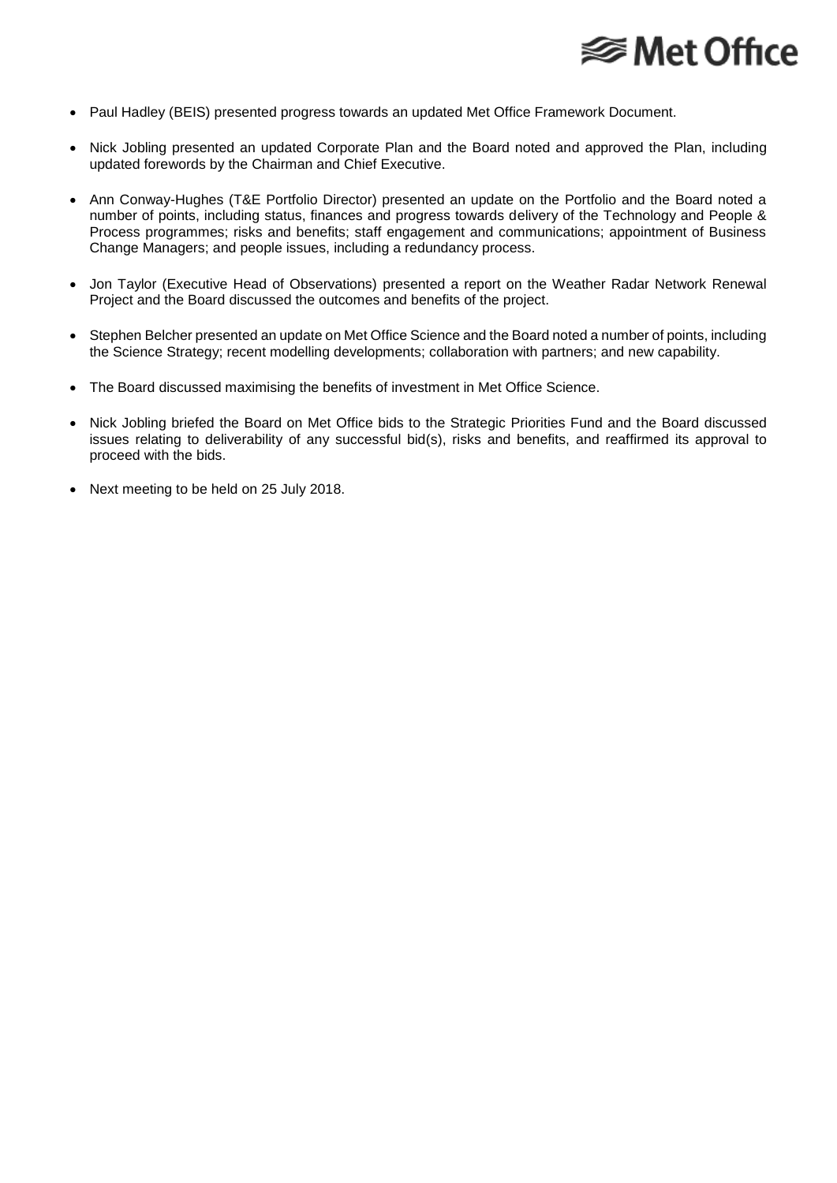- Paul Hadley (BEIS) presented progress towards an updated Met Office Framework Document.
- Nick Jobling presented an updated Corporate Plan and the Board noted and approved the Plan, including updated forewords by the Chairman and Chief Executive.
- Ann Conway-Hughes (T&E Portfolio Director) presented an update on the Portfolio and the Board noted a number of points, including status, finances and progress towards delivery of the Technology and People & Process programmes; risks and benefits; staff engagement and communications; appointment of Business Change Managers; and people issues, including a redundancy process.
- Jon Taylor (Executive Head of Observations) presented a report on the Weather Radar Network Renewal Project and the Board discussed the outcomes and benefits of the project.
- Stephen Belcher presented an update on Met Office Science and the Board noted a number of points, including the Science Strategy; recent modelling developments; collaboration with partners; and new capability.
- The Board discussed maximising the benefits of investment in Met Office Science.
- Nick Jobling briefed the Board on Met Office bids to the Strategic Priorities Fund and the Board discussed issues relating to deliverability of any successful bid(s), risks and benefits, and reaffirmed its approval to proceed with the bids.
- Next meeting to be held on 25 July 2018.